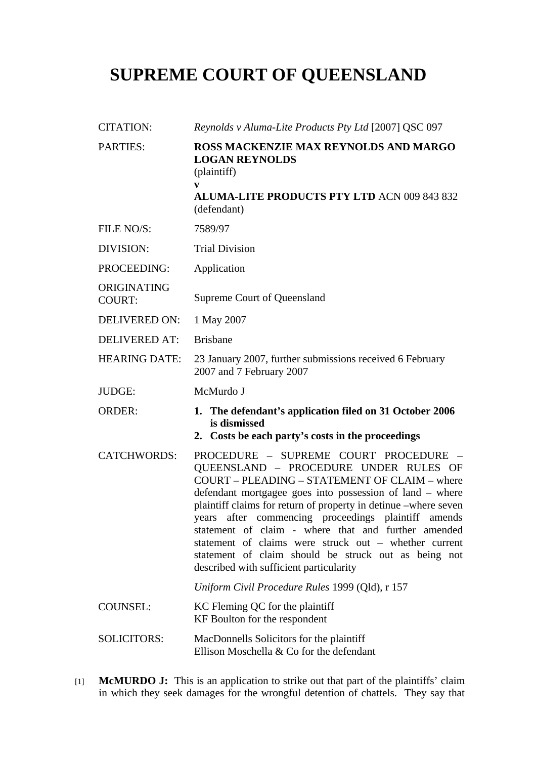# SUPREME COURT OF QUEENSLAND

| | |
|---|---|
| CITATION: | *Reynolds v Aluma-Lite Products Pty Ltd* [2007] QSC 097 |
| PARTIES: | **ROSS MACKENZIE MAX REYNOLDS AND MARGO LOGAN REYNOLDS** (plaintiff) **v** **ALUMA-LITE PRODUCTS PTY LTD** ACN 009 843 832 (defendant) |
| FILE NO/S: | 7589/97 |
| DIVISION: | Trial Division |
| PROCEEDING: | Application |
| ORIGINATING COURT: | Supreme Court of Queensland |
| DELIVERED ON: | 1 May 2007 |
| DELIVERED AT: | Brisbane |
| HEARING DATE: | 23 January 2007, further submissions received 6 February 2007 and 7 February 2007 |
| JUDGE: | McMurdo J |
| ORDER: | **1. The defendant's application filed on 31 October 2006 is dismissed** **2. Costs be each party's costs in the proceedings** |
| CATCHWORDS: | PROCEDURE – SUPREME COURT PROCEDURE – QUEENSLAND – PROCEDURE UNDER RULES OF COURT – PLEADING – STATEMENT OF CLAIM – where defendant mortgagee goes into possession of land – where plaintiff claims for return of property in detinue –where seven years after commencing proceedings plaintiff amends statement of claim - where that and further amended statement of claims were struck out – whether current statement of claim should be struck out as being not described with sufficient particularity *Uniform Civil Procedure Rules* 1999 (Qld), r 157 |
| COUNSEL: | KC Fleming QC for the plaintiff KF Boulton for the respondent |
| SOLICITORS: | MacDonnells Solicitors for the plaintiff Ellison Moschella & Co for the defendant |

[1] **McMURDO J:** This is an application to strike out that part of the plaintiffs' claim in which they seek damages for the wrongful detention of chattels. They say that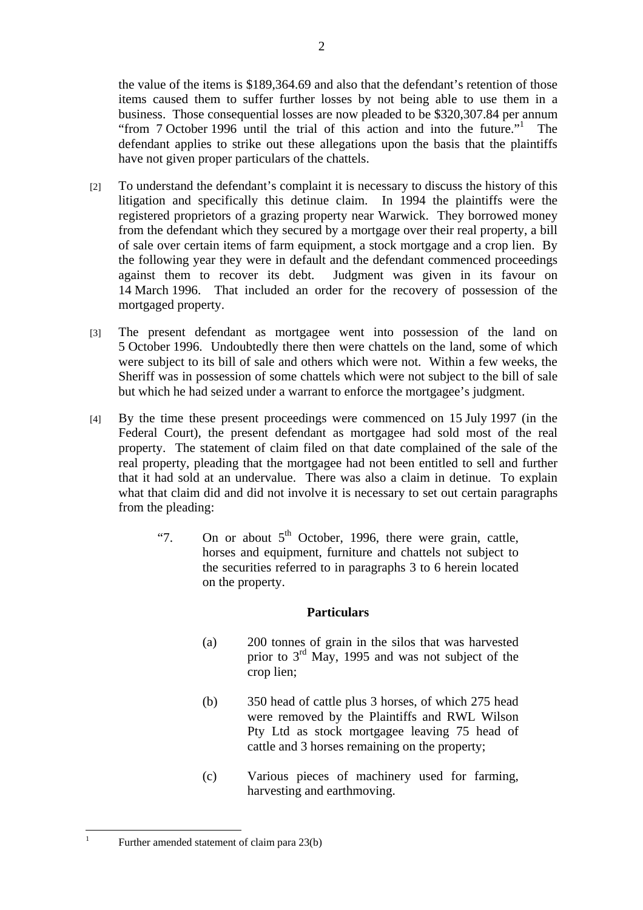the value of the items is $189,364.69 and also that the defendant's retention of those items caused them to suffer further losses by not being able to use them in a business. Those consequential losses are now pleaded to be $320,307.84 per annum "from 7 October 1996 until the trial of this action and into the future."[1] The defendant applies to strike out these allegations upon the basis that the plaintiffs have not given proper particulars of the chattels.

[2] To understand the defendant's complaint it is necessary to discuss the history of this litigation and specifically this detinue claim. In 1994 the plaintiffs were the registered proprietors of a grazing property near Warwick. They borrowed money from the defendant which they secured by a mortgage over their real property, a bill of sale over certain items of farm equipment, a stock mortgage and a crop lien. By the following year they were in default and the defendant commenced proceedings against them to recover its debt. Judgment was given in its favour on 14 March 1996. That included an order for the recovery of possession of the mortgaged property.

[3] The present defendant as mortgagee went into possession of the land on 5 October 1996. Undoubtedly there then were chattels on the land, some of which were subject to its bill of sale and others which were not. Within a few weeks, the Sheriff was in possession of some chattels which were not subject to the bill of sale but which he had seized under a warrant to enforce the mortgagee's judgment.

[4] By the time these present proceedings were commenced on 15 July 1997 (in the Federal Court), the present defendant as mortgagee had sold most of the real property. The statement of claim filed on that date complained of the sale of the real property, pleading that the mortgagee had not been entitled to sell and further that it had sold at an undervalue. There was also a claim in detinue. To explain what that claim did and did not involve it is necessary to set out certain paragraphs from the pleading:

> "7. On or about 5th October, 1996, there were grain, cattle, horses and equipment, furniture and chattels not subject to the securities referred to in paragraphs 3 to 6 herein located on the property.
>
> **Particulars**
>
> (a) 200 tonnes of grain in the silos that was harvested prior to 3rd May, 1995 and was not subject of the crop lien;
>
> (b) 350 head of cattle plus 3 horses, of which 275 head were removed by the Plaintiffs and RWL Wilson Pty Ltd as stock mortgagee leaving 75 head of cattle and 3 horses remaining on the property;
>
> (c) Various pieces of machinery used for farming, harvesting and earthmoving.

---

[1] Further amended statement of claim para 23(b)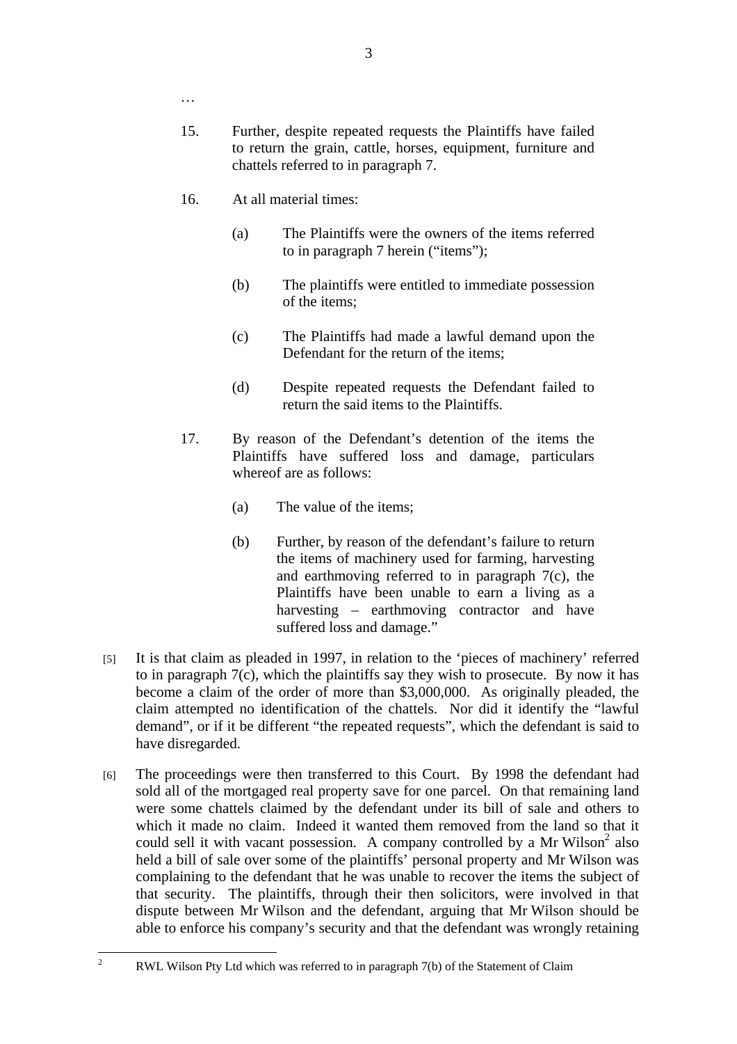…

15. Further, despite repeated requests the Plaintiffs have failed to return the grain, cattle, horses, equipment, furniture and chattels referred to in paragraph 7.

16. At all material times:

    (a) The Plaintiffs were the owners of the items referred to in paragraph 7 herein ("items");

    (b) The plaintiffs were entitled to immediate possession of the items;

    (c) The Plaintiffs had made a lawful demand upon the Defendant for the return of the items;

    (d) Despite repeated requests the Defendant failed to return the said items to the Plaintiffs.

17. By reason of the Defendant's detention of the items the Plaintiffs have suffered loss and damage, particulars whereof are as follows:

    (a) The value of the items;

    (b) Further, by reason of the defendant's failure to return the items of machinery used for farming, harvesting and earthmoving referred to in paragraph 7(c), the Plaintiffs have been unable to earn a living as a harvesting – earthmoving contractor and have suffered loss and damage."

[5] It is that claim as pleaded in 1997, in relation to the 'pieces of machinery' referred to in paragraph 7(c), which the plaintiffs say they wish to prosecute. By now it has become a claim of the order of more than $3,000,000. As originally pleaded, the claim attempted no identification of the chattels. Nor did it identify the "lawful demand", or if it be different "the repeated requests", which the defendant is said to have disregarded.

[6] The proceedings were then transferred to this Court. By 1998 the defendant had sold all of the mortgaged real property save for one parcel. On that remaining land were some chattels claimed by the defendant under its bill of sale and others to which it made no claim. Indeed it wanted them removed from the land so that it could sell it with vacant possession. A company controlled by a Mr Wilson[2] also held a bill of sale over some of the plaintiffs' personal property and Mr Wilson was complaining to the defendant that he was unable to recover the items the subject of that security. The plaintiffs, through their then solicitors, were involved in that dispute between Mr Wilson and the defendant, arguing that Mr Wilson should be able to enforce his company's security and that the defendant was wrongly retaining

[2] RWL Wilson Pty Ltd which was referred to in paragraph 7(b) of the Statement of Claim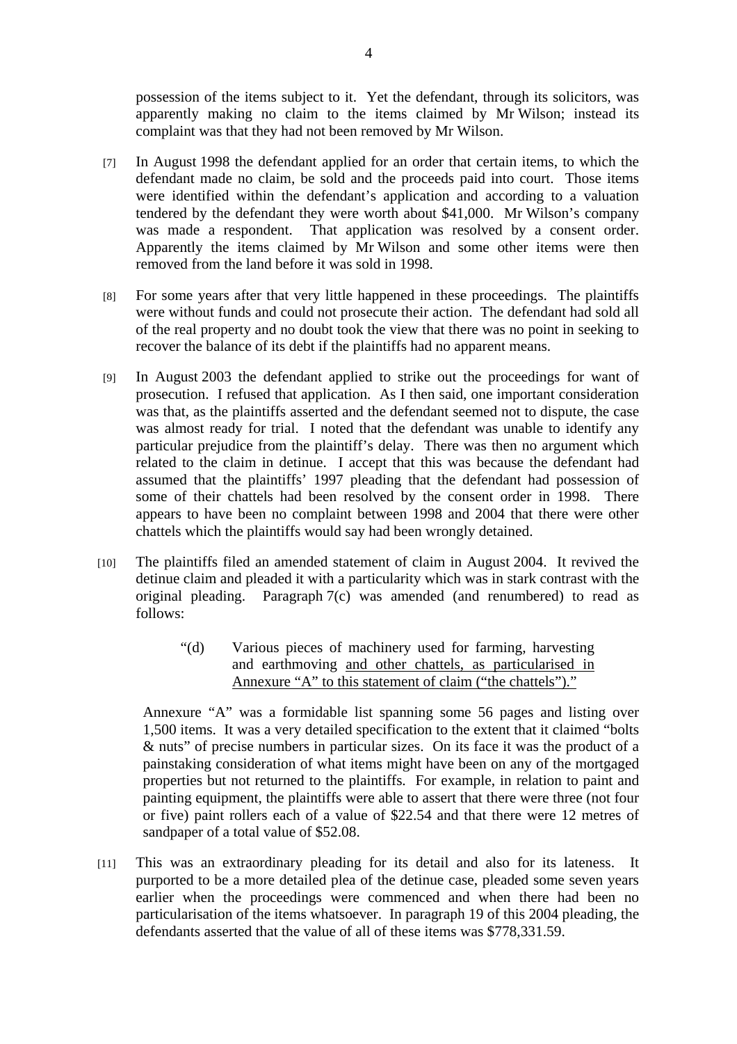possession of the items subject to it. Yet the defendant, through its solicitors, was apparently making no claim to the items claimed by Mr Wilson; instead its complaint was that they had not been removed by Mr Wilson.

[7] In August 1998 the defendant applied for an order that certain items, to which the defendant made no claim, be sold and the proceeds paid into court. Those items were identified within the defendant's application and according to a valuation tendered by the defendant they were worth about $41,000. Mr Wilson's company was made a respondent. That application was resolved by a consent order. Apparently the items claimed by Mr Wilson and some other items were then removed from the land before it was sold in 1998.

[8] For some years after that very little happened in these proceedings. The plaintiffs were without funds and could not prosecute their action. The defendant had sold all of the real property and no doubt took the view that there was no point in seeking to recover the balance of its debt if the plaintiffs had no apparent means.

[9] In August 2003 the defendant applied to strike out the proceedings for want of prosecution. I refused that application. As I then said, one important consideration was that, as the plaintiffs asserted and the defendant seemed not to dispute, the case was almost ready for trial. I noted that the defendant was unable to identify any particular prejudice from the plaintiff's delay. There was then no argument which related to the claim in detinue. I accept that this was because the defendant had assumed that the plaintiffs' 1997 pleading that the defendant had possession of some of their chattels had been resolved by the consent order in 1998. There appears to have been no complaint between 1998 and 2004 that there were other chattels which the plaintiffs would say had been wrongly detained.

[10] The plaintiffs filed an amended statement of claim in August 2004. It revived the detinue claim and pleaded it with a particularity which was in stark contrast with the original pleading. Paragraph 7(c) was amended (and renumbered) to read as follows:

> "(d) Various pieces of machinery used for farming, harvesting and earthmoving <u>and other chattels, as particularised in Annexure "A" to this statement of claim ("the chattels")."</u>

Annexure "A" was a formidable list spanning some 56 pages and listing over 1,500 items. It was a very detailed specification to the extent that it claimed "bolts & nuts" of precise numbers in particular sizes. On its face it was the product of a painstaking consideration of what items might have been on any of the mortgaged properties but not returned to the plaintiffs. For example, in relation to paint and painting equipment, the plaintiffs were able to assert that there were three (not four or five) paint rollers each of a value of $22.54 and that there were 12 metres of sandpaper of a total value of $52.08.

[11] This was an extraordinary pleading for its detail and also for its lateness. It purported to be a more detailed plea of the detinue case, pleaded some seven years earlier when the proceedings were commenced and when there had been no particularisation of the items whatsoever. In paragraph 19 of this 2004 pleading, the defendants asserted that the value of all of these items was $778,331.59.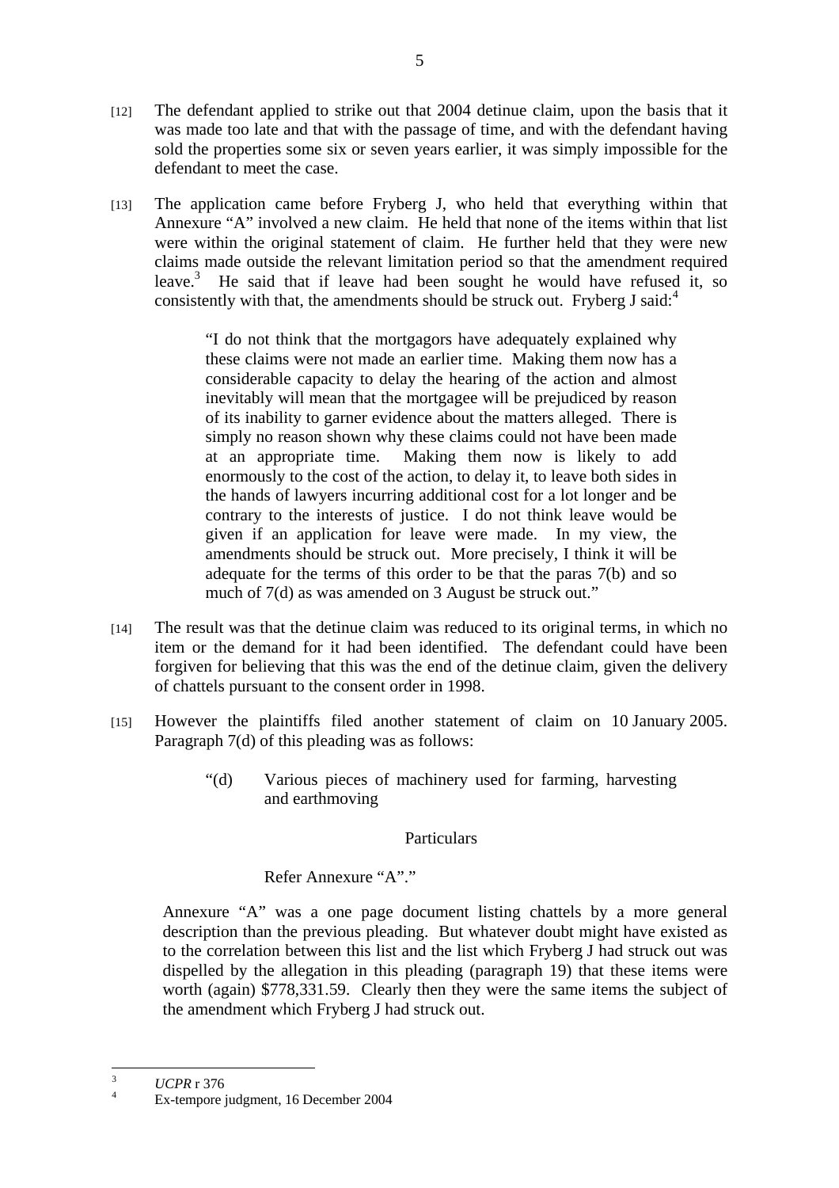[12] The defendant applied to strike out that 2004 detinue claim, upon the basis that it was made too late and that with the passage of time, and with the defendant having sold the properties some six or seven years earlier, it was simply impossible for the defendant to meet the case.

[13] The application came before Fryberg J, who held that everything within that Annexure "A" involved a new claim. He held that none of the items within that list were within the original statement of claim. He further held that they were new claims made outside the relevant limitation period so that the amendment required leave.[3] He said that if leave had been sought he would have refused it, so consistently with that, the amendments should be struck out. Fryberg J said:[4]

> "I do not think that the mortgagors have adequately explained why these claims were not made an earlier time. Making them now has a considerable capacity to delay the hearing of the action and almost inevitably will mean that the mortgagee will be prejudiced by reason of its inability to garner evidence about the matters alleged. There is simply no reason shown why these claims could not have been made at an appropriate time. Making them now is likely to add enormously to the cost of the action, to delay it, to leave both sides in the hands of lawyers incurring additional cost for a lot longer and be contrary to the interests of justice. I do not think leave would be given if an application for leave were made. In my view, the amendments should be struck out. More precisely, I think it will be adequate for the terms of this order to be that the paras 7(b) and so much of 7(d) as was amended on 3 August be struck out."

[14] The result was that the detinue claim was reduced to its original terms, in which no item or the demand for it had been identified. The defendant could have been forgiven for believing that this was the end of the detinue claim, given the delivery of chattels pursuant to the consent order in 1998.

[15] However the plaintiffs filed another statement of claim on 10 January 2005. Paragraph 7(d) of this pleading was as follows:

> "(d) Various pieces of machinery used for farming, harvesting and earthmoving
>
> Particulars
>
> Refer Annexure "A"."

Annexure "A" was a one page document listing chattels by a more general description than the previous pleading. But whatever doubt might have existed as to the correlation between this list and the list which Fryberg J had struck out was dispelled by the allegation in this pleading (paragraph 19) that these items were worth (again) $778,331.59. Clearly then they were the same items the subject of the amendment which Fryberg J had struck out.

---

[3] *UCPR* r 376

[4] Ex-tempore judgment, 16 December 2004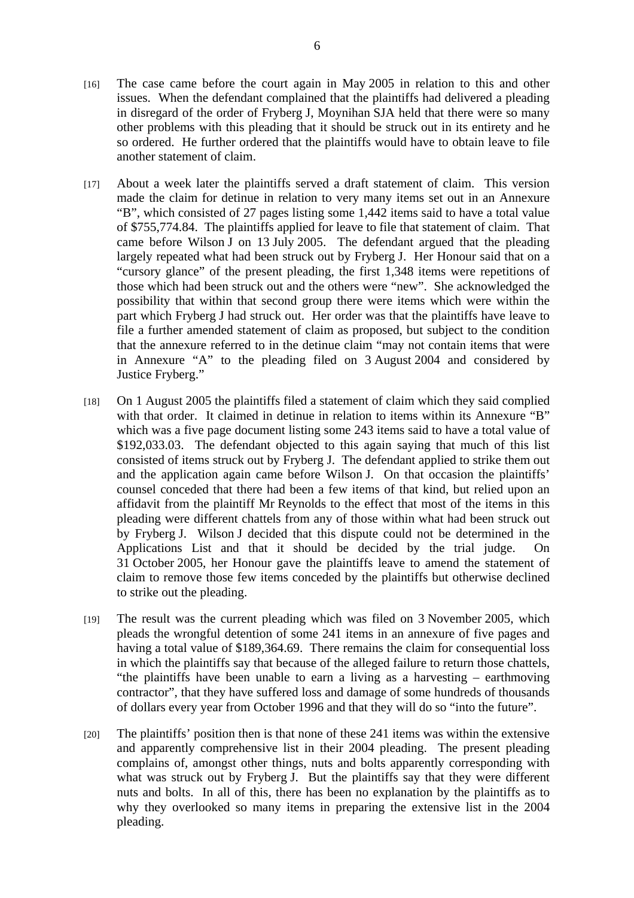[16] The case came before the court again in May 2005 in relation to this and other issues. When the defendant complained that the plaintiffs had delivered a pleading in disregard of the order of Fryberg J, Moynihan SJA held that there were so many other problems with this pleading that it should be struck out in its entirety and he so ordered. He further ordered that the plaintiffs would have to obtain leave to file another statement of claim.

[17] About a week later the plaintiffs served a draft statement of claim. This version made the claim for detinue in relation to very many items set out in an Annexure "B", which consisted of 27 pages listing some 1,442 items said to have a total value of $755,774.84. The plaintiffs applied for leave to file that statement of claim. That came before Wilson J on 13 July 2005. The defendant argued that the pleading largely repeated what had been struck out by Fryberg J. Her Honour said that on a "cursory glance" of the present pleading, the first 1,348 items were repetitions of those which had been struck out and the others were "new". She acknowledged the possibility that within that second group there were items which were within the part which Fryberg J had struck out. Her order was that the plaintiffs have leave to file a further amended statement of claim as proposed, but subject to the condition that the annexure referred to in the detinue claim "may not contain items that were in Annexure "A" to the pleading filed on 3 August 2004 and considered by Justice Fryberg."

[18] On 1 August 2005 the plaintiffs filed a statement of claim which they said complied with that order. It claimed in detinue in relation to items within its Annexure "B" which was a five page document listing some 243 items said to have a total value of $192,033.03. The defendant objected to this again saying that much of this list consisted of items struck out by Fryberg J. The defendant applied to strike them out and the application again came before Wilson J. On that occasion the plaintiffs' counsel conceded that there had been a few items of that kind, but relied upon an affidavit from the plaintiff Mr Reynolds to the effect that most of the items in this pleading were different chattels from any of those within what had been struck out by Fryberg J. Wilson J decided that this dispute could not be determined in the Applications List and that it should be decided by the trial judge. On 31 October 2005, her Honour gave the plaintiffs leave to amend the statement of claim to remove those few items conceded by the plaintiffs but otherwise declined to strike out the pleading.

[19] The result was the current pleading which was filed on 3 November 2005, which pleads the wrongful detention of some 241 items in an annexure of five pages and having a total value of $189,364.69. There remains the claim for consequential loss in which the plaintiffs say that because of the alleged failure to return those chattels, "the plaintiffs have been unable to earn a living as a harvesting – earthmoving contractor", that they have suffered loss and damage of some hundreds of thousands of dollars every year from October 1996 and that they will do so "into the future".

[20] The plaintiffs' position then is that none of these 241 items was within the extensive and apparently comprehensive list in their 2004 pleading. The present pleading complains of, amongst other things, nuts and bolts apparently corresponding with what was struck out by Fryberg J. But the plaintiffs say that they were different nuts and bolts. In all of this, there has been no explanation by the plaintiffs as to why they overlooked so many items in preparing the extensive list in the 2004 pleading.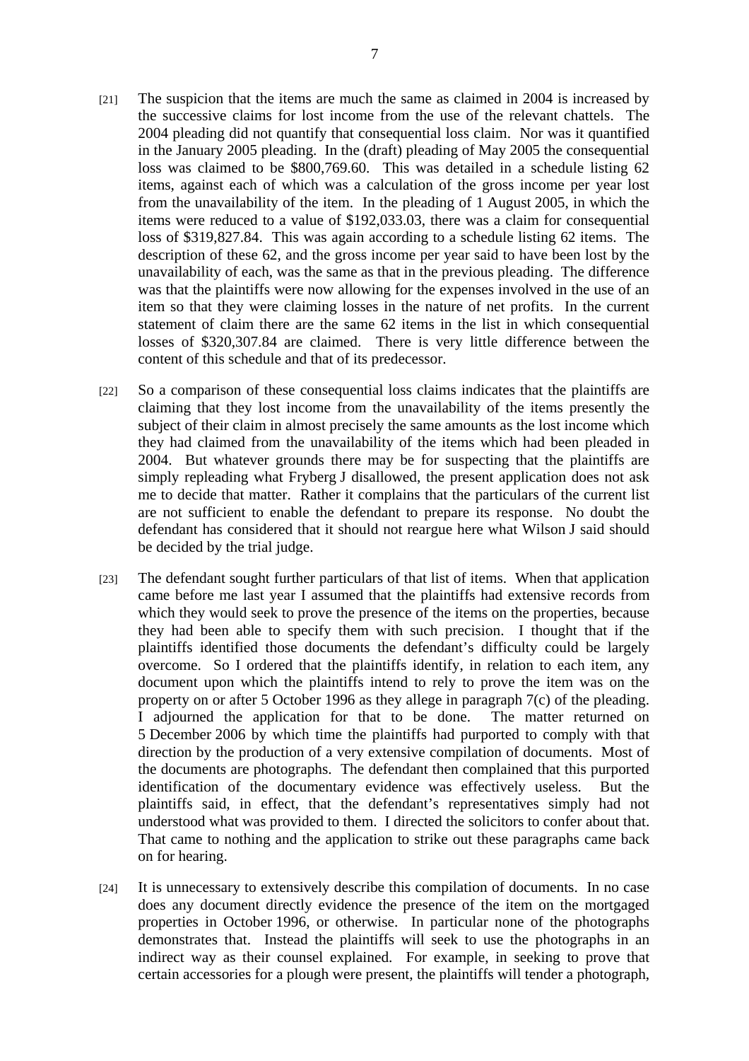[21] The suspicion that the items are much the same as claimed in 2004 is increased by the successive claims for lost income from the use of the relevant chattels. The 2004 pleading did not quantify that consequential loss claim. Nor was it quantified in the January 2005 pleading. In the (draft) pleading of May 2005 the consequential loss was claimed to be $800,769.60. This was detailed in a schedule listing 62 items, against each of which was a calculation of the gross income per year lost from the unavailability of the item. In the pleading of 1 August 2005, in which the items were reduced to a value of $192,033.03, there was a claim for consequential loss of $319,827.84. This was again according to a schedule listing 62 items. The description of these 62, and the gross income per year said to have been lost by the unavailability of each, was the same as that in the previous pleading. The difference was that the plaintiffs were now allowing for the expenses involved in the use of an item so that they were claiming losses in the nature of net profits. In the current statement of claim there are the same 62 items in the list in which consequential losses of $320,307.84 are claimed. There is very little difference between the content of this schedule and that of its predecessor.

[22] So a comparison of these consequential loss claims indicates that the plaintiffs are claiming that they lost income from the unavailability of the items presently the subject of their claim in almost precisely the same amounts as the lost income which they had claimed from the unavailability of the items which had been pleaded in 2004. But whatever grounds there may be for suspecting that the plaintiffs are simply repleading what Fryberg J disallowed, the present application does not ask me to decide that matter. Rather it complains that the particulars of the current list are not sufficient to enable the defendant to prepare its response. No doubt the defendant has considered that it should not reargue here what Wilson J said should be decided by the trial judge.

[23] The defendant sought further particulars of that list of items. When that application came before me last year I assumed that the plaintiffs had extensive records from which they would seek to prove the presence of the items on the properties, because they had been able to specify them with such precision. I thought that if the plaintiffs identified those documents the defendant's difficulty could be largely overcome. So I ordered that the plaintiffs identify, in relation to each item, any document upon which the plaintiffs intend to rely to prove the item was on the property on or after 5 October 1996 as they allege in paragraph 7(c) of the pleading. I adjourned the application for that to be done. The matter returned on 5 December 2006 by which time the plaintiffs had purported to comply with that direction by the production of a very extensive compilation of documents. Most of the documents are photographs. The defendant then complained that this purported identification of the documentary evidence was effectively useless. But the plaintiffs said, in effect, that the defendant's representatives simply had not understood what was provided to them. I directed the solicitors to confer about that. That came to nothing and the application to strike out these paragraphs came back on for hearing.

[24] It is unnecessary to extensively describe this compilation of documents. In no case does any document directly evidence the presence of the item on the mortgaged properties in October 1996, or otherwise. In particular none of the photographs demonstrates that. Instead the plaintiffs will seek to use the photographs in an indirect way as their counsel explained. For example, in seeking to prove that certain accessories for a plough were present, the plaintiffs will tender a photograph,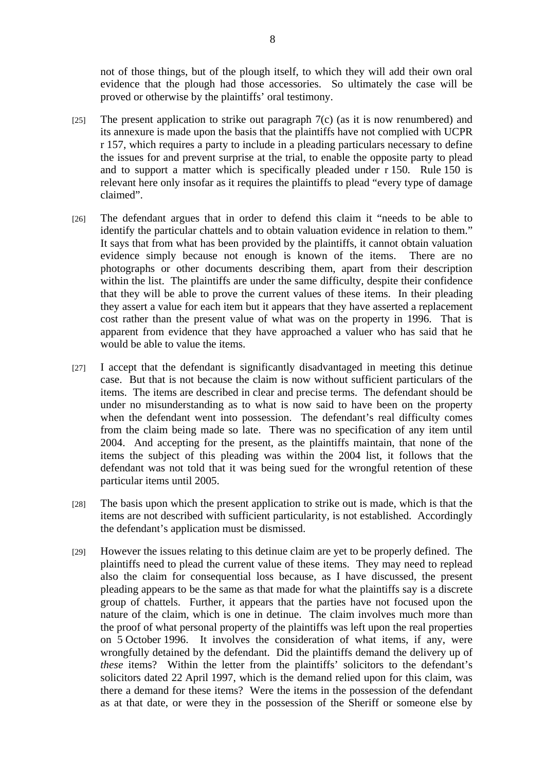not of those things, but of the plough itself, to which they will add their own oral evidence that the plough had those accessories. So ultimately the case will be proved or otherwise by the plaintiffs' oral testimony.

[25] The present application to strike out paragraph 7(c) (as it is now renumbered) and its annexure is made upon the basis that the plaintiffs have not complied with UCPR r 157, which requires a party to include in a pleading particulars necessary to define the issues for and prevent surprise at the trial, to enable the opposite party to plead and to support a matter which is specifically pleaded under r 150. Rule 150 is relevant here only insofar as it requires the plaintiffs to plead "every type of damage claimed".

[26] The defendant argues that in order to defend this claim it "needs to be able to identify the particular chattels and to obtain valuation evidence in relation to them." It says that from what has been provided by the plaintiffs, it cannot obtain valuation evidence simply because not enough is known of the items. There are no photographs or other documents describing them, apart from their description within the list. The plaintiffs are under the same difficulty, despite their confidence that they will be able to prove the current values of these items. In their pleading they assert a value for each item but it appears that they have asserted a replacement cost rather than the present value of what was on the property in 1996. That is apparent from evidence that they have approached a valuer who has said that he would be able to value the items.

[27] I accept that the defendant is significantly disadvantaged in meeting this detinue case. But that is not because the claim is now without sufficient particulars of the items. The items are described in clear and precise terms. The defendant should be under no misunderstanding as to what is now said to have been on the property when the defendant went into possession. The defendant's real difficulty comes from the claim being made so late. There was no specification of any item until 2004. And accepting for the present, as the plaintiffs maintain, that none of the items the subject of this pleading was within the 2004 list, it follows that the defendant was not told that it was being sued for the wrongful retention of these particular items until 2005.

[28] The basis upon which the present application to strike out is made, which is that the items are not described with sufficient particularity, is not established. Accordingly the defendant's application must be dismissed.

[29] However the issues relating to this detinue claim are yet to be properly defined. The plaintiffs need to plead the current value of these items. They may need to replead also the claim for consequential loss because, as I have discussed, the present pleading appears to be the same as that made for what the plaintiffs say is a discrete group of chattels. Further, it appears that the parties have not focused upon the nature of the claim, which is one in detinue. The claim involves much more than the proof of what personal property of the plaintiffs was left upon the real properties on 5 October 1996. It involves the consideration of what items, if any, were wrongfully detained by the defendant. Did the plaintiffs demand the delivery up of *these* items? Within the letter from the plaintiffs' solicitors to the defendant's solicitors dated 22 April 1997, which is the demand relied upon for this claim, was there a demand for these items? Were the items in the possession of the defendant as at that date, or were they in the possession of the Sheriff or someone else by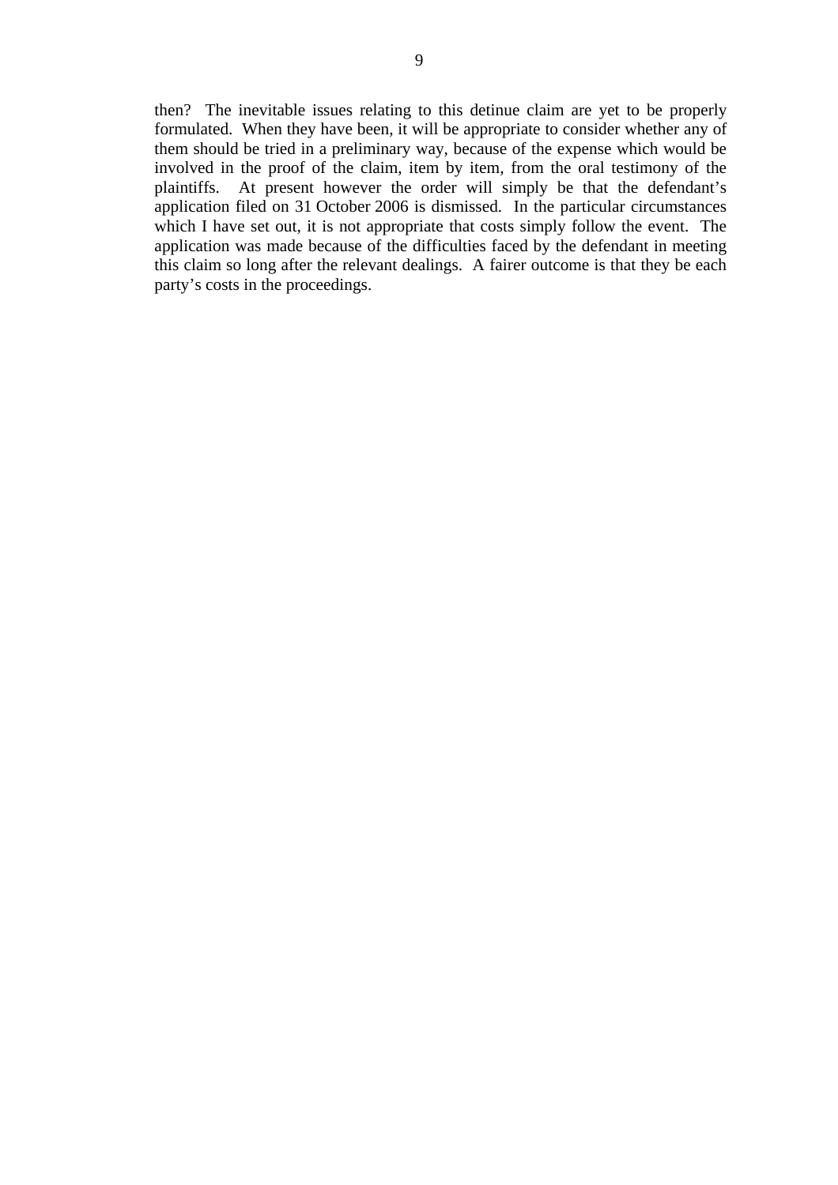then? The inevitable issues relating to this detinue claim are yet to be properly formulated. When they have been, it will be appropriate to consider whether any of them should be tried in a preliminary way, because of the expense which would be involved in the proof of the claim, item by item, from the oral testimony of the plaintiffs. At present however the order will simply be that the defendant's application filed on 31 October 2006 is dismissed. In the particular circumstances which I have set out, it is not appropriate that costs simply follow the event. The application was made because of the difficulties faced by the defendant in meeting this claim so long after the relevant dealings. A fairer outcome is that they be each party's costs in the proceedings.